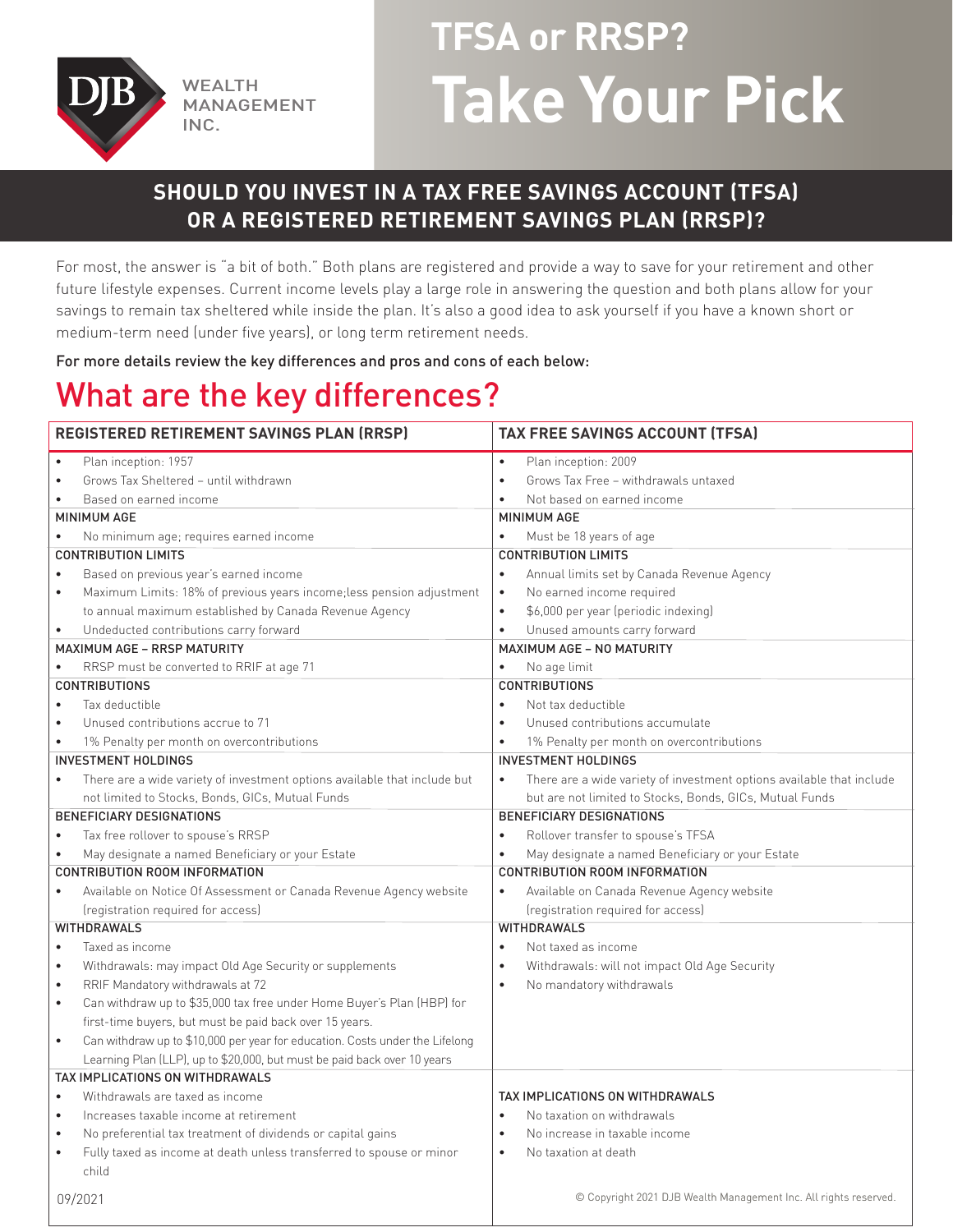DJB WEALTH MANAGEMENT INC.

# TFSA or RRSP? Take Your Pick

## SHOULD YOU INVEST IN A TAX FREE SAVINGS ACCOUNT (TFSA) OR A REGISTERED RETIREMENT SAVINGS PLAN (RRSP)?

For most, the answer is "a bit of both." Both plans are registered and provide a way to save for your retirement and other future lifestyle expenses. Current income levels play a large role in answering the question and both plans allow for your savings to remain tax sheltered while inside the plan. It's also a good idea to ask yourself if you have a known short or medium-term need (under five years), or long term retirement needs.

For more details review the key differences and pros and cons of each below:

# What are the key differences?

| REGISTERED RETIREMENT SAVINGS PLAN (RRSP) | TAX FREE SAVINGS ACCOUNT (TFSA) |
|---|---|
| • Plan inception: 1957<br>• Grows Tax Sheltered – until withdrawn<br>• Based on earned income | • Plan inception: 2009<br>• Grows Tax Free – withdrawals untaxed<br>• Not based on earned income |
| **MINIMUM AGE** | **MINIMUM AGE** |
| • No minimum age; requires earned income | • Must be 18 years of age |
| **CONTRIBUTION LIMITS** | **CONTRIBUTION LIMITS** |
| • Based on previous year's earned income<br>• Maximum Limits: 18% of previous years income;less pension adjustment to annual maximum established by Canada Revenue Agency<br>• Undeducted contributions carry forward | • Annual limits set by Canada Revenue Agency<br>• No earned income required<br>• $6,000 per year (periodic indexing)<br>• Unused amounts carry forward |
| **MAXIMUM AGE – RRSP MATURITY** | **MAXIMUM AGE – NO MATURITY** |
| • RRSP must be converted to RRIF at age 71 | • No age limit |
| **CONTRIBUTIONS** | **CONTRIBUTIONS** |
| • Tax deductible<br>• Unused contributions accrue to 71<br>• 1% Penalty per month on overcontributions | • Not tax deductible<br>• Unused contributions accumulate<br>• 1% Penalty per month on overcontributions |
| **INVESTMENT HOLDINGS** | **INVESTMENT HOLDINGS** |
| • There are a wide variety of investment options available that include but not limited to Stocks, Bonds, GICs, Mutual Funds | • There are a wide variety of investment options available that include but are not limited to Stocks, Bonds, GICs, Mutual Funds |
| **BENEFICIARY DESIGNATIONS** | **BENEFICIARY DESIGNATIONS** |
| • Tax free rollover to spouse's RRSP<br>• May designate a named Beneficiary or your Estate | • Rollover transfer to spouse's TFSA<br>• May designate a named Beneficiary or your Estate |
| **CONTRIBUTION ROOM INFORMATION** | **CONTRIBUTION ROOM INFORMATION** |
| • Available on Notice Of Assessment or Canada Revenue Agency website (registration required for access) | • Available on Canada Revenue Agency website (registration required for access) |
| **WITHDRAWALS** | **WITHDRAWALS** |
| • Taxed as income<br>• Withdrawals: may impact Old Age Security or supplements<br>• RRIF Mandatory withdrawals at 72<br>• Can withdraw up to $35,000 tax free under Home Buyer's Plan (HBP) for first-time buyers, but must be paid back over 15 years.<br>• Can withdraw up to $10,000 per year for education. Costs under the Lifelong Learning Plan (LLP), up to $20,000, but must be paid back over 10 years | • Not taxed as income<br>• Withdrawals: will not impact Old Age Security<br>• No mandatory withdrawals |
| **TAX IMPLICATIONS ON WITHDRAWALS** | **TAX IMPLICATIONS ON WITHDRAWALS** |
| • Withdrawals are taxed as income<br>• Increases taxable income at retirement<br>• No preferential tax treatment of dividends or capital gains<br>• Fully taxed as income at death unless transferred to spouse or minor child | • No taxation on withdrawals<br>• No increase in taxable income<br>• No taxation at death |

09/2021

© Copyright 2021 DJB Wealth Management Inc. All rights reserved.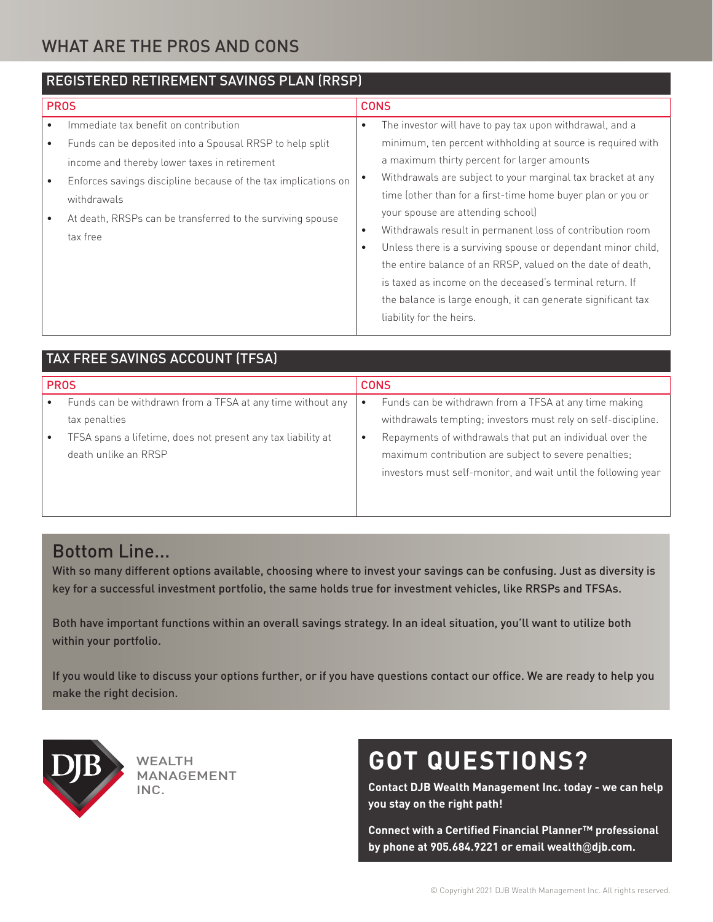## WHAT ARE THE PROS AND CONS

### REGISTERED RETIREMENT SAVINGS PLAN (RRSP)

| PROS | CONS |
|---|---|
| • Immediate tax benefit on contribution<br>• Funds can be deposited into a Spousal RRSP to help split income and thereby lower taxes in retirement<br>• Enforces savings discipline because of the tax implications on withdrawals<br>• At death, RRSPs can be transferred to the surviving spouse tax free | • The investor will have to pay tax upon withdrawal, and a minimum, ten percent withholding at source is required with a maximum thirty percent for larger amounts<br>• Withdrawals are subject to your marginal tax bracket at any time (other than for a first-time home buyer plan or you or your spouse are attending school)<br>• Withdrawals result in permanent loss of contribution room<br>• Unless there is a surviving spouse or dependant minor child, the entire balance of an RRSP, valued on the date of death, is taxed as income on the deceased's terminal return. If the balance is large enough, it can generate significant tax liability for the heirs. |

### TAX FREE SAVINGS ACCOUNT (TFSA)

| PROS | CONS |
|---|---|
| • Funds can be withdrawn from a TFSA at any time without any tax penalties<br>• TFSA spans a lifetime, does not present any tax liability at death unlike an RRSP | • Funds can be withdrawn from a TFSA at any time making withdrawals tempting; investors must rely on self-discipline.<br>• Repayments of withdrawals that put an individual over the maximum contribution are subject to severe penalties; investors must self-monitor, and wait until the following year |

## Bottom Line...

With so many different options available, choosing where to invest your savings can be confusing. Just as diversity is key for a successful investment portfolio, the same holds true for investment vehicles, like RRSPs and TFSAs.

Both have important functions within an overall savings strategy. In an ideal situation, you'll want to utilize both within your portfolio.

If you would like to discuss your options further, or if you have questions contact our office. We are ready to help you make the right decision.

DJB WEALTH MANAGEMENT INC.

## GOT QUESTIONS?

**Contact DJB Wealth Management Inc. today - we can help you stay on the right path!**

**Connect with a Certified Financial Planner™ professional by phone at 905.684.9221 or email wealth@djb.com.**

© Copyright 2021 DJB Wealth Management Inc. All rights reserved.